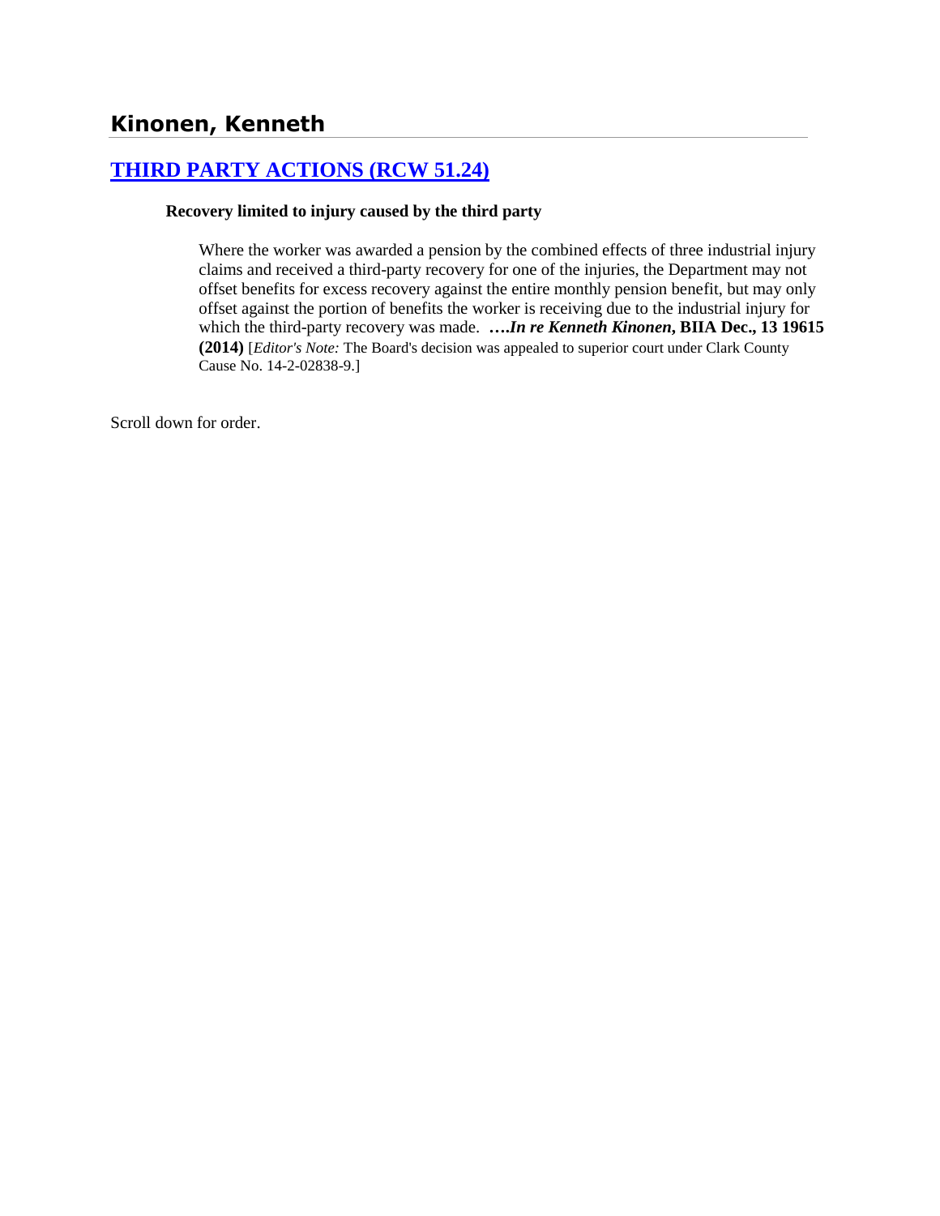# Kinonen, Kenneth

## [THIRD PARTY ACTIONS (RCW 51.24)]

**Recovery limited to injury caused by the third party**

Where the worker was awarded a pension by the combined effects of three industrial injury claims and received a third-party recovery for one of the injuries, the Department may not offset benefits for excess recovery against the entire monthly pension benefit, but may only offset against the portion of benefits the worker is receiving due to the industrial injury for which the third-party recovery was made. ***….In re Kenneth Kinonen*, BIIA Dec., 13 19615 (2014)** [*Editor's Note:* The Board's decision was appealed to superior court under Clark County Cause No. 14-2-02838-9.]

Scroll down for order.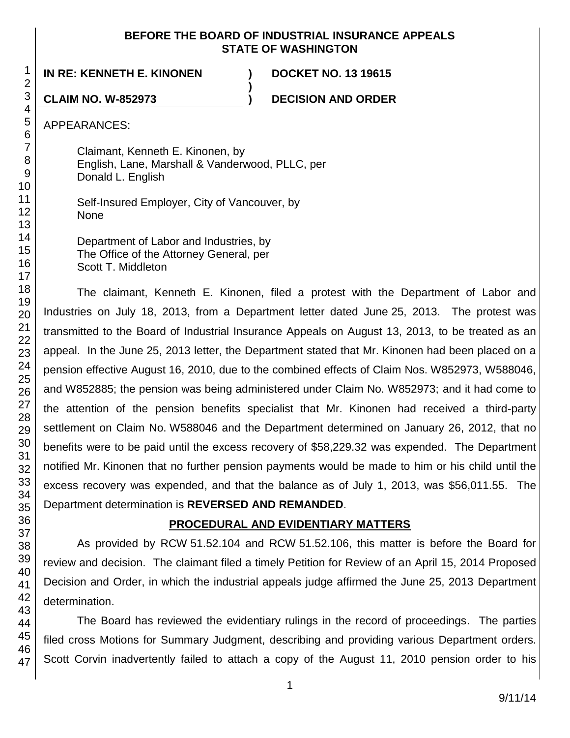**BEFORE THE BOARD OF INDUSTRIAL INSURANCE APPEALS**
**STATE OF WASHINGTON**

**IN RE: KENNETH E. KINONEN** ) **DOCKET NO. 13 19615**
)
**CLAIM NO. W-852973** ) **DECISION AND ORDER**

APPEARANCES:

Claimant, Kenneth E. Kinonen, by
English, Lane, Marshall & Vanderwood, PLLC, per
Donald L. English

Self-Insured Employer, City of Vancouver, by
None

Department of Labor and Industries, by
The Office of the Attorney General, per
Scott T. Middleton

The claimant, Kenneth E. Kinonen, filed a protest with the Department of Labor and Industries on July 18, 2013, from a Department letter dated June 25, 2013. The protest was transmitted to the Board of Industrial Insurance Appeals on August 13, 2013, to be treated as an appeal. In the June 25, 2013 letter, the Department stated that Mr. Kinonen had been placed on a pension effective August 16, 2010, due to the combined effects of Claim Nos. W852973, W588046, and W852885; the pension was being administered under Claim No. W852973; and it had come to the attention of the pension benefits specialist that Mr. Kinonen had received a third-party settlement on Claim No. W588046 and the Department determined on January 26, 2012, that no benefits were to be paid until the excess recovery of $58,229.32 was expended. The Department notified Mr. Kinonen that no further pension payments would be made to him or his child until the excess recovery was expended, and that the balance as of July 1, 2013, was $56,011.55. The Department determination is **REVERSED AND REMANDED**.

## PROCEDURAL AND EVIDENTIARY MATTERS

As provided by RCW 51.52.104 and RCW 51.52.106, this matter is before the Board for review and decision. The claimant filed a timely Petition for Review of an April 15, 2014 Proposed Decision and Order, in which the industrial appeals judge affirmed the June 25, 2013 Department determination.

The Board has reviewed the evidentiary rulings in the record of proceedings. The parties filed cross Motions for Summary Judgment, describing and providing various Department orders. Scott Corvin inadvertently failed to attach a copy of the August 11, 2010 pension order to his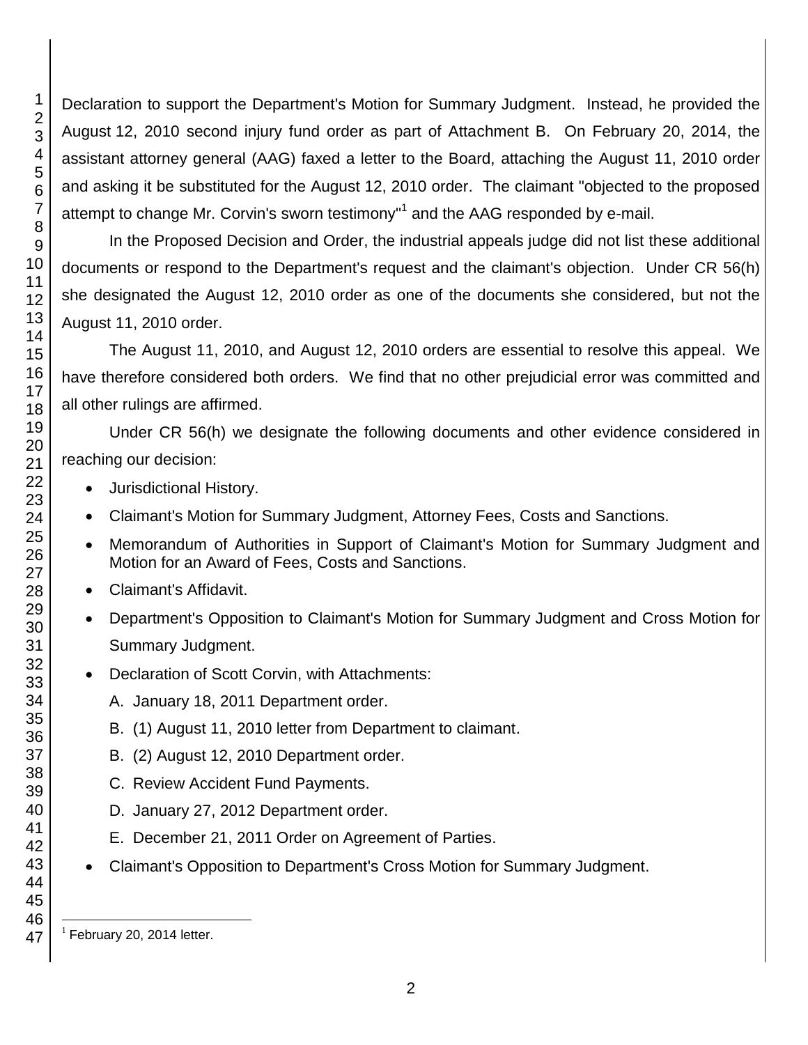Declaration to support the Department's Motion for Summary Judgment. Instead, he provided the August 12, 2010 second injury fund order as part of Attachment B. On February 20, 2014, the assistant attorney general (AAG) faxed a letter to the Board, attaching the August 11, 2010 order and asking it be substituted for the August 12, 2010 order. The claimant "objected to the proposed attempt to change Mr. Corvin's sworn testimony"[1] and the AAG responded by e-mail.

In the Proposed Decision and Order, the industrial appeals judge did not list these additional documents or respond to the Department's request and the claimant's objection. Under CR 56(h) she designated the August 12, 2010 order as one of the documents she considered, but not the August 11, 2010 order.

The August 11, 2010, and August 12, 2010 orders are essential to resolve this appeal. We have therefore considered both orders. We find that no other prejudicial error was committed and all other rulings are affirmed.

Under CR 56(h) we designate the following documents and other evidence considered in reaching our decision:

- Jurisdictional History.
- Claimant's Motion for Summary Judgment, Attorney Fees, Costs and Sanctions.
- Memorandum of Authorities in Support of Claimant's Motion for Summary Judgment and Motion for an Award of Fees, Costs and Sanctions.
- Claimant's Affidavit.
- Department's Opposition to Claimant's Motion for Summary Judgment and Cross Motion for Summary Judgment.
- Declaration of Scott Corvin, with Attachments:
  - A. January 18, 2011 Department order.
  - B. (1) August 11, 2010 letter from Department to claimant.
  - B. (2) August 12, 2010 Department order.
  - C. Review Accident Fund Payments.
  - D. January 27, 2012 Department order.
  - E. December 21, 2011 Order on Agreement of Parties.
- Claimant's Opposition to Department's Cross Motion for Summary Judgment.

[1] February 20, 2014 letter.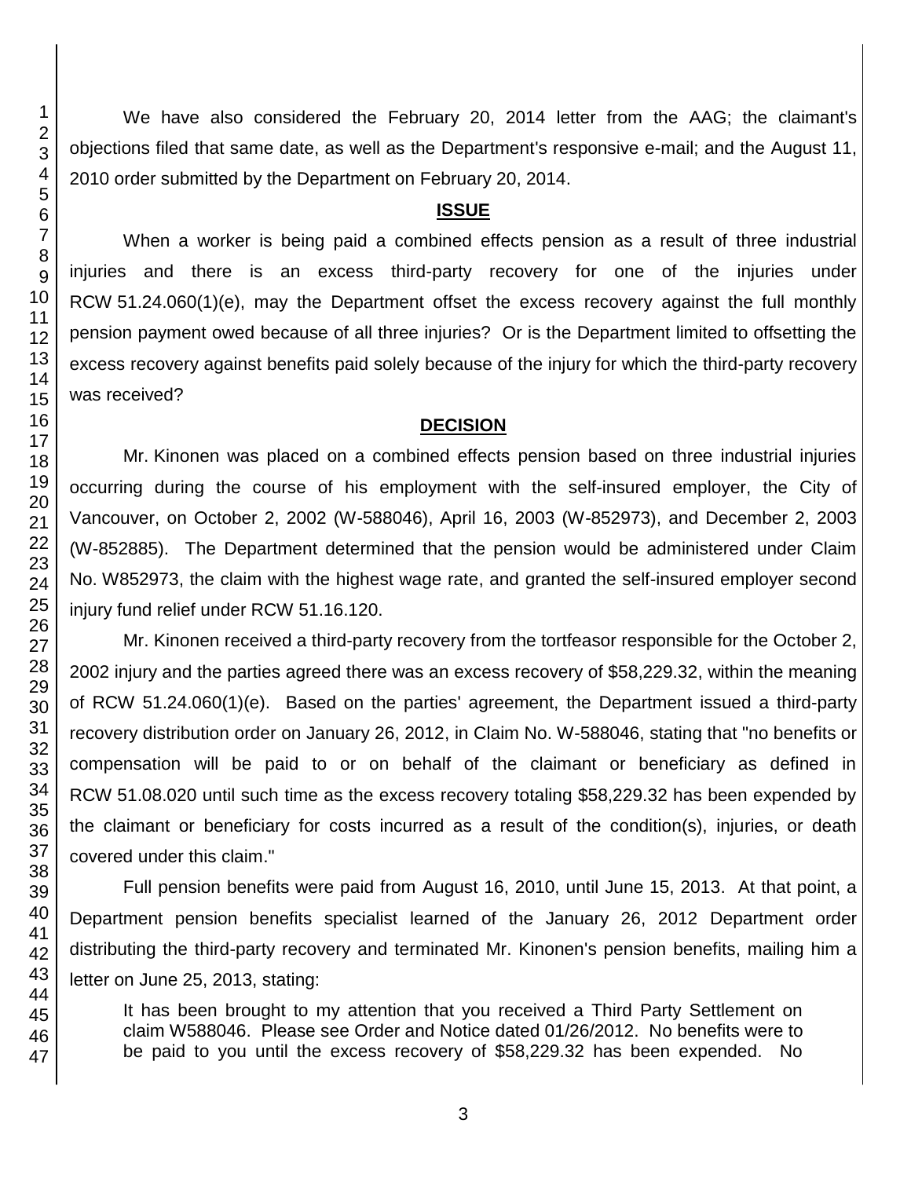We have also considered the February 20, 2014 letter from the AAG; the claimant's objections filed that same date, as well as the Department's responsive e-mail; and the August 11, 2010 order submitted by the Department on February 20, 2014.

## ISSUE

When a worker is being paid a combined effects pension as a result of three industrial injuries and there is an excess third-party recovery for one of the injuries under RCW 51.24.060(1)(e), may the Department offset the excess recovery against the full monthly pension payment owed because of all three injuries? Or is the Department limited to offsetting the excess recovery against benefits paid solely because of the injury for which the third-party recovery was received?

## DECISION

Mr. Kinonen was placed on a combined effects pension based on three industrial injuries occurring during the course of his employment with the self-insured employer, the City of Vancouver, on October 2, 2002 (W-588046), April 16, 2003 (W-852973), and December 2, 2003 (W-852885). The Department determined that the pension would be administered under Claim No. W852973, the claim with the highest wage rate, and granted the self-insured employer second injury fund relief under RCW 51.16.120.

Mr. Kinonen received a third-party recovery from the tortfeasor responsible for the October 2, 2002 injury and the parties agreed there was an excess recovery of $58,229.32, within the meaning of RCW 51.24.060(1)(e). Based on the parties' agreement, the Department issued a third-party recovery distribution order on January 26, 2012, in Claim No. W-588046, stating that "no benefits or compensation will be paid to or on behalf of the claimant or beneficiary as defined in RCW 51.08.020 until such time as the excess recovery totaling $58,229.32 has been expended by the claimant or beneficiary for costs incurred as a result of the condition(s), injuries, or death covered under this claim."

Full pension benefits were paid from August 16, 2010, until June 15, 2013. At that point, a Department pension benefits specialist learned of the January 26, 2012 Department order distributing the third-party recovery and terminated Mr. Kinonen's pension benefits, mailing him a letter on June 25, 2013, stating:

> It has been brought to my attention that you received a Third Party Settlement on claim W588046. Please see Order and Notice dated 01/26/2012. No benefits were to be paid to you until the excess recovery of $58,229.32 has been expended. No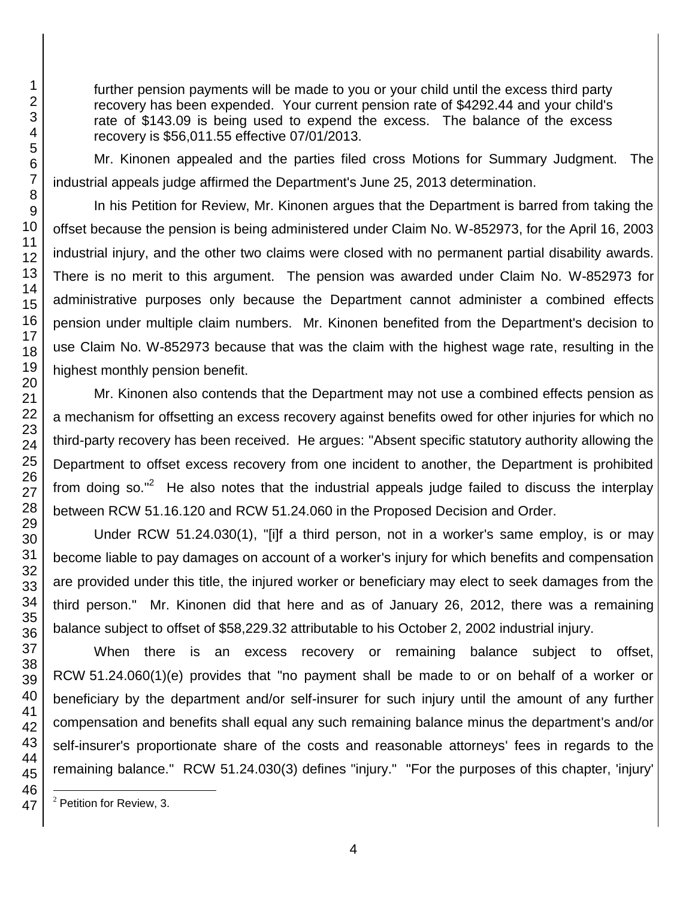> further pension payments will be made to you or your child until the excess third party recovery has been expended. Your current pension rate of $4292.44 and your child's rate of $143.09 is being used to expend the excess. The balance of the excess recovery is $56,011.55 effective 07/01/2013.

Mr. Kinonen appealed and the parties filed cross Motions for Summary Judgment. The industrial appeals judge affirmed the Department's June 25, 2013 determination.

In his Petition for Review, Mr. Kinonen argues that the Department is barred from taking the offset because the pension is being administered under Claim No. W-852973, for the April 16, 2003 industrial injury, and the other two claims were closed with no permanent partial disability awards. There is no merit to this argument. The pension was awarded under Claim No. W-852973 for administrative purposes only because the Department cannot administer a combined effects pension under multiple claim numbers. Mr. Kinonen benefited from the Department's decision to use Claim No. W-852973 because that was the claim with the highest wage rate, resulting in the highest monthly pension benefit.

Mr. Kinonen also contends that the Department may not use a combined effects pension as a mechanism for offsetting an excess recovery against benefits owed for other injuries for which no third-party recovery has been received. He argues: "Absent specific statutory authority allowing the Department to offset excess recovery from one incident to another, the Department is prohibited from doing so."[2] He also notes that the industrial appeals judge failed to discuss the interplay between RCW 51.16.120 and RCW 51.24.060 in the Proposed Decision and Order.

Under RCW 51.24.030(1), "[i]f a third person, not in a worker's same employ, is or may become liable to pay damages on account of a worker's injury for which benefits and compensation are provided under this title, the injured worker or beneficiary may elect to seek damages from the third person." Mr. Kinonen did that here and as of January 26, 2012, there was a remaining balance subject to offset of $58,229.32 attributable to his October 2, 2002 industrial injury.

When there is an excess recovery or remaining balance subject to offset, RCW 51.24.060(1)(e) provides that "no payment shall be made to or on behalf of a worker or beneficiary by the department and/or self-insurer for such injury until the amount of any further compensation and benefits shall equal any such remaining balance minus the department's and/or self-insurer's proportionate share of the costs and reasonable attorneys' fees in regards to the remaining balance." RCW 51.24.030(3) defines "injury." "For the purposes of this chapter, 'injury'

[2] Petition for Review, 3.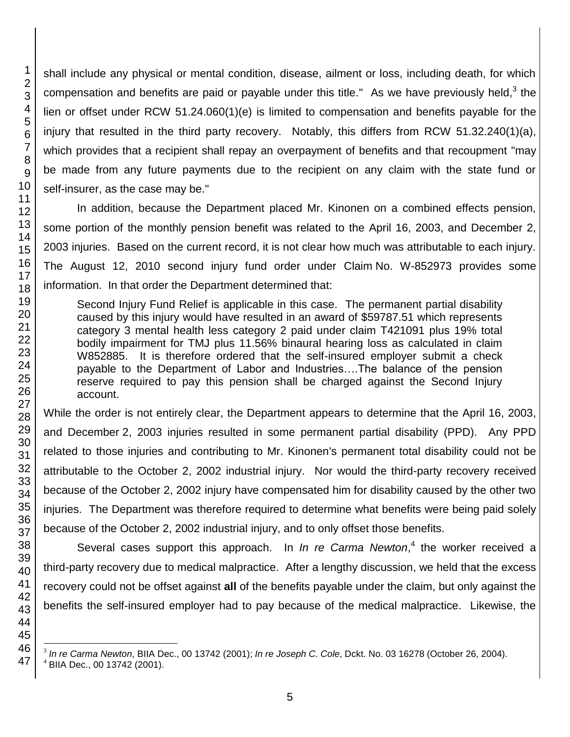shall include any physical or mental condition, disease, ailment or loss, including death, for which compensation and benefits are paid or payable under this title." As we have previously held,[3] the lien or offset under RCW 51.24.060(1)(e) is limited to compensation and benefits payable for the injury that resulted in the third party recovery. Notably, this differs from RCW 51.32.240(1)(a), which provides that a recipient shall repay an overpayment of benefits and that recoupment "may be made from any future payments due to the recipient on any claim with the state fund or self-insurer, as the case may be."

In addition, because the Department placed Mr. Kinonen on a combined effects pension, some portion of the monthly pension benefit was related to the April 16, 2003, and December 2, 2003 injuries. Based on the current record, it is not clear how much was attributable to each injury. The August 12, 2010 second injury fund order under Claim No. W-852973 provides some information. In that order the Department determined that:

> Second Injury Fund Relief is applicable in this case. The permanent partial disability caused by this injury would have resulted in an award of $59787.51 which represents category 3 mental health less category 2 paid under claim T421091 plus 19% total bodily impairment for TMJ plus 11.56% binaural hearing loss as calculated in claim W852885. It is therefore ordered that the self-insured employer submit a check payable to the Department of Labor and Industries….The balance of the pension reserve required to pay this pension shall be charged against the Second Injury account.

While the order is not entirely clear, the Department appears to determine that the April 16, 2003, and December 2, 2003 injuries resulted in some permanent partial disability (PPD). Any PPD related to those injuries and contributing to Mr. Kinonen's permanent total disability could not be attributable to the October 2, 2002 industrial injury. Nor would the third-party recovery received because of the October 2, 2002 injury have compensated him for disability caused by the other two injuries. The Department was therefore required to determine what benefits were being paid solely because of the October 2, 2002 industrial injury, and to only offset those benefits.

Several cases support this approach. In *In re Carma Newton*,[4] the worker received a third-party recovery due to medical malpractice. After a lengthy discussion, we held that the excess recovery could not be offset against **all** of the benefits payable under the claim, but only against the benefits the self-insured employer had to pay because of the medical malpractice. Likewise, the

---

[3] *In re Carma Newton*, BIIA Dec., 00 13742 (2001); *In re Joseph C. Cole*, Dckt. No. 03 16278 (October 26, 2004).

[4] BIIA Dec., 00 13742 (2001).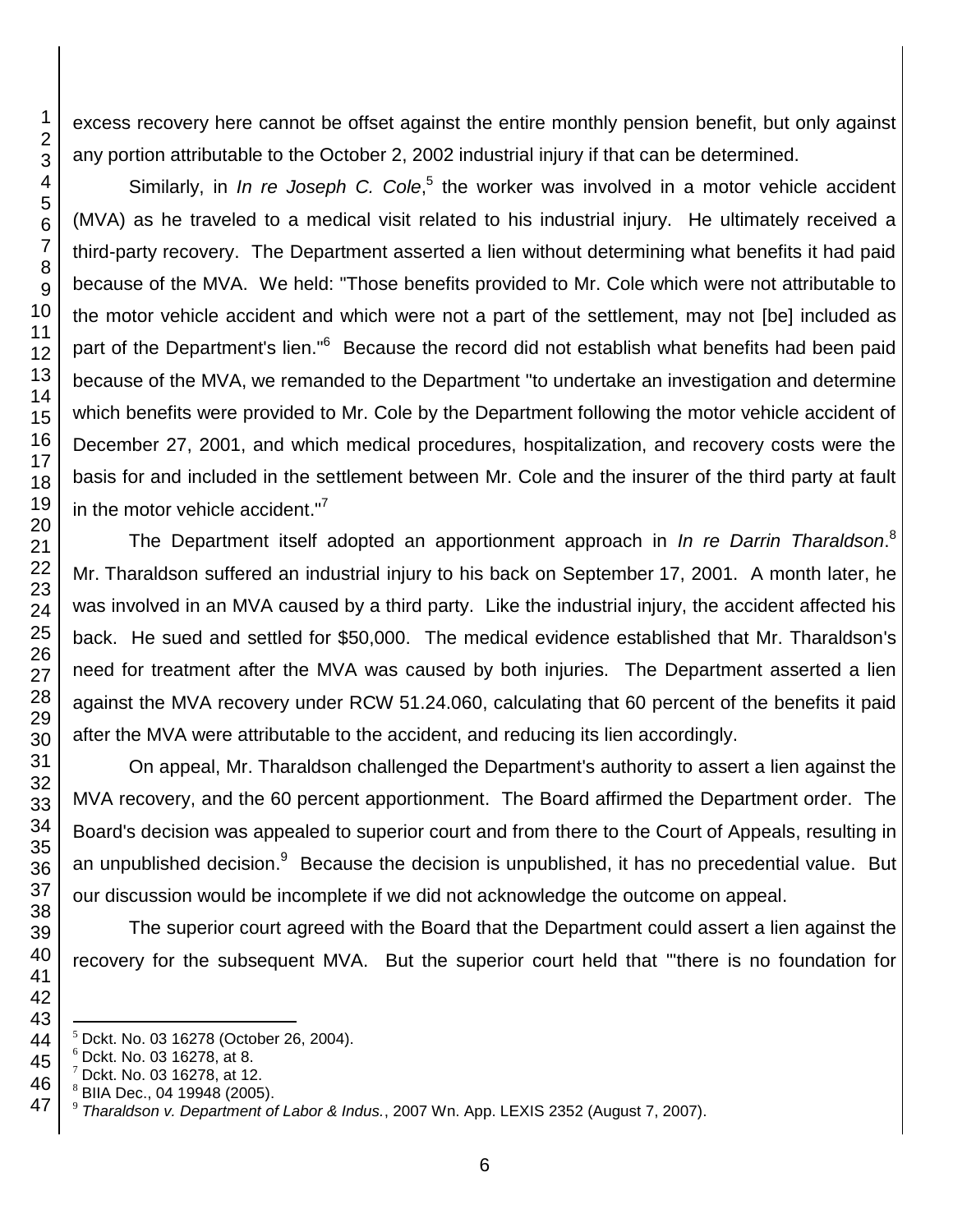excess recovery here cannot be offset against the entire monthly pension benefit, but only against any portion attributable to the October 2, 2002 industrial injury if that can be determined.

Similarly, in *In re Joseph C. Cole*,[5] the worker was involved in a motor vehicle accident (MVA) as he traveled to a medical visit related to his industrial injury. He ultimately received a third-party recovery. The Department asserted a lien without determining what benefits it had paid because of the MVA. We held: "Those benefits provided to Mr. Cole which were not attributable to the motor vehicle accident and which were not a part of the settlement, may not [be] included as part of the Department's lien."[6] Because the record did not establish what benefits had been paid because of the MVA, we remanded to the Department "to undertake an investigation and determine which benefits were provided to Mr. Cole by the Department following the motor vehicle accident of December 27, 2001, and which medical procedures, hospitalization, and recovery costs were the basis for and included in the settlement between Mr. Cole and the insurer of the third party at fault in the motor vehicle accident."[7]

The Department itself adopted an apportionment approach in *In re Darrin Tharaldson*.[8] Mr. Tharaldson suffered an industrial injury to his back on September 17, 2001. A month later, he was involved in an MVA caused by a third party. Like the industrial injury, the accident affected his back. He sued and settled for $50,000. The medical evidence established that Mr. Tharaldson's need for treatment after the MVA was caused by both injuries. The Department asserted a lien against the MVA recovery under RCW 51.24.060, calculating that 60 percent of the benefits it paid after the MVA were attributable to the accident, and reducing its lien accordingly.

On appeal, Mr. Tharaldson challenged the Department's authority to assert a lien against the MVA recovery, and the 60 percent apportionment. The Board affirmed the Department order. The Board's decision was appealed to superior court and from there to the Court of Appeals, resulting in an unpublished decision.[9] Because the decision is unpublished, it has no precedential value. But our discussion would be incomplete if we did not acknowledge the outcome on appeal.

The superior court agreed with the Board that the Department could assert a lien against the recovery for the subsequent MVA. But the superior court held that "'there is no foundation for

---

[5] Dckt. No. 03 16278 (October 26, 2004).
[6] Dckt. No. 03 16278, at 8.
[7] Dckt. No. 03 16278, at 12.
[8] BIIA Dec., 04 19948 (2005).
[9] *Tharaldson v. Department of Labor & Indus.*, 2007 Wn. App. LEXIS 2352 (August 7, 2007).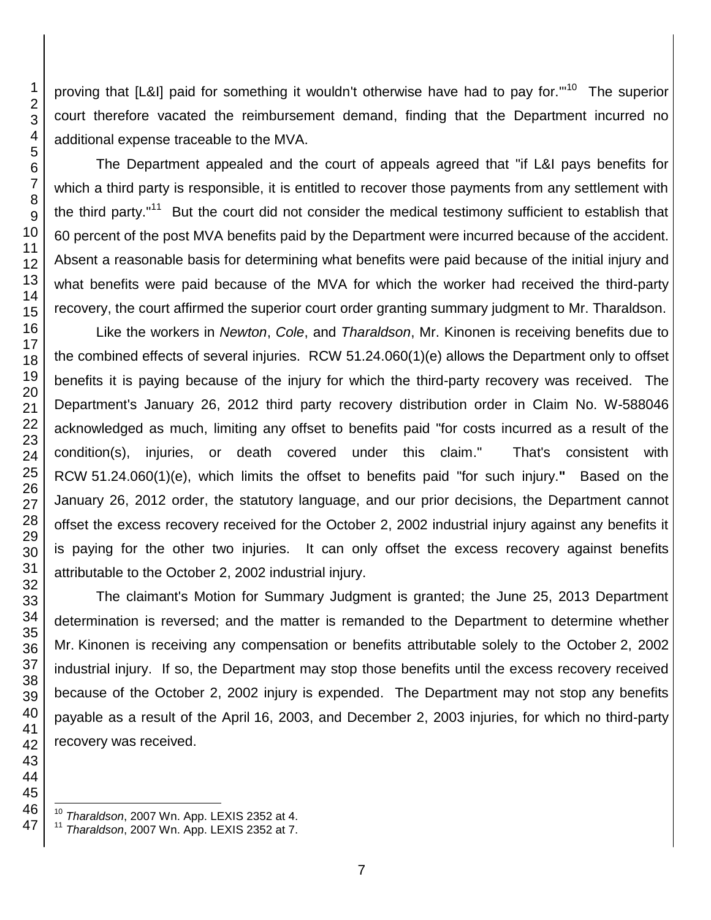proving that [L&I] paid for something it wouldn't otherwise have had to pay for.'"[10] The superior court therefore vacated the reimbursement demand, finding that the Department incurred no additional expense traceable to the MVA.

The Department appealed and the court of appeals agreed that "if L&I pays benefits for which a third party is responsible, it is entitled to recover those payments from any settlement with the third party."[11] But the court did not consider the medical testimony sufficient to establish that 60 percent of the post MVA benefits paid by the Department were incurred because of the accident. Absent a reasonable basis for determining what benefits were paid because of the initial injury and what benefits were paid because of the MVA for which the worker had received the third-party recovery, the court affirmed the superior court order granting summary judgment to Mr. Tharaldson.

Like the workers in *Newton*, *Cole*, and *Tharaldson*, Mr. Kinonen is receiving benefits due to the combined effects of several injuries. RCW 51.24.060(1)(e) allows the Department only to offset benefits it is paying because of the injury for which the third-party recovery was received. The Department's January 26, 2012 third party recovery distribution order in Claim No. W-588046 acknowledged as much, limiting any offset to benefits paid "for costs incurred as a result of the condition(s), injuries, or death covered under this claim." That's consistent with RCW 51.24.060(1)(e), which limits the offset to benefits paid "for such injury." Based on the January 26, 2012 order, the statutory language, and our prior decisions, the Department cannot offset the excess recovery received for the October 2, 2002 industrial injury against any benefits it is paying for the other two injuries. It can only offset the excess recovery against benefits attributable to the October 2, 2002 industrial injury.

The claimant's Motion for Summary Judgment is granted; the June 25, 2013 Department determination is reversed; and the matter is remanded to the Department to determine whether Mr. Kinonen is receiving any compensation or benefits attributable solely to the October 2, 2002 industrial injury. If so, the Department may stop those benefits until the excess recovery received because of the October 2, 2002 injury is expended. The Department may not stop any benefits payable as a result of the April 16, 2003, and December 2, 2003 injuries, for which no third-party recovery was received.

---

[10] *Tharaldson*, 2007 Wn. App. LEXIS 2352 at 4.

[11] *Tharaldson*, 2007 Wn. App. LEXIS 2352 at 7.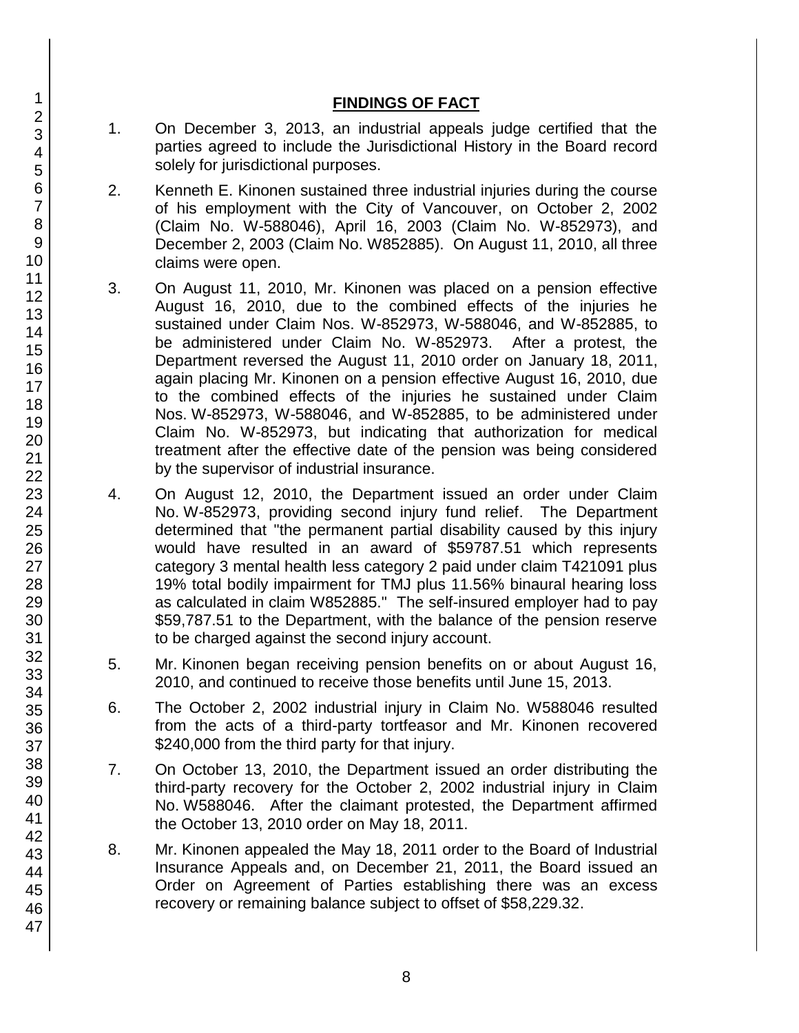## FINDINGS OF FACT

1. On December 3, 2013, an industrial appeals judge certified that the parties agreed to include the Jurisdictional History in the Board record solely for jurisdictional purposes.

2. Kenneth E. Kinonen sustained three industrial injuries during the course of his employment with the City of Vancouver, on October 2, 2002 (Claim No. W-588046), April 16, 2003 (Claim No. W-852973), and December 2, 2003 (Claim No. W852885). On August 11, 2010, all three claims were open.

3. On August 11, 2010, Mr. Kinonen was placed on a pension effective August 16, 2010, due to the combined effects of the injuries he sustained under Claim Nos. W-852973, W-588046, and W-852885, to be administered under Claim No. W-852973. After a protest, the Department reversed the August 11, 2010 order on January 18, 2011, again placing Mr. Kinonen on a pension effective August 16, 2010, due to the combined effects of the injuries he sustained under Claim Nos. W-852973, W-588046, and W-852885, to be administered under Claim No. W-852973, but indicating that authorization for medical treatment after the effective date of the pension was being considered by the supervisor of industrial insurance.

4. On August 12, 2010, the Department issued an order under Claim No. W-852973, providing second injury fund relief. The Department determined that "the permanent partial disability caused by this injury would have resulted in an award of $59787.51 which represents category 3 mental health less category 2 paid under claim T421091 plus 19% total bodily impairment for TMJ plus 11.56% binaural hearing loss as calculated in claim W852885." The self-insured employer had to pay $59,787.51 to the Department, with the balance of the pension reserve to be charged against the second injury account.

5. Mr. Kinonen began receiving pension benefits on or about August 16, 2010, and continued to receive those benefits until June 15, 2013.

6. The October 2, 2002 industrial injury in Claim No. W588046 resulted from the acts of a third-party tortfeasor and Mr. Kinonen recovered $240,000 from the third party for that injury.

7. On October 13, 2010, the Department issued an order distributing the third-party recovery for the October 2, 2002 industrial injury in Claim No. W588046. After the claimant protested, the Department affirmed the October 13, 2010 order on May 18, 2011.

8. Mr. Kinonen appealed the May 18, 2011 order to the Board of Industrial Insurance Appeals and, on December 21, 2011, the Board issued an Order on Agreement of Parties establishing there was an excess recovery or remaining balance subject to offset of $58,229.32.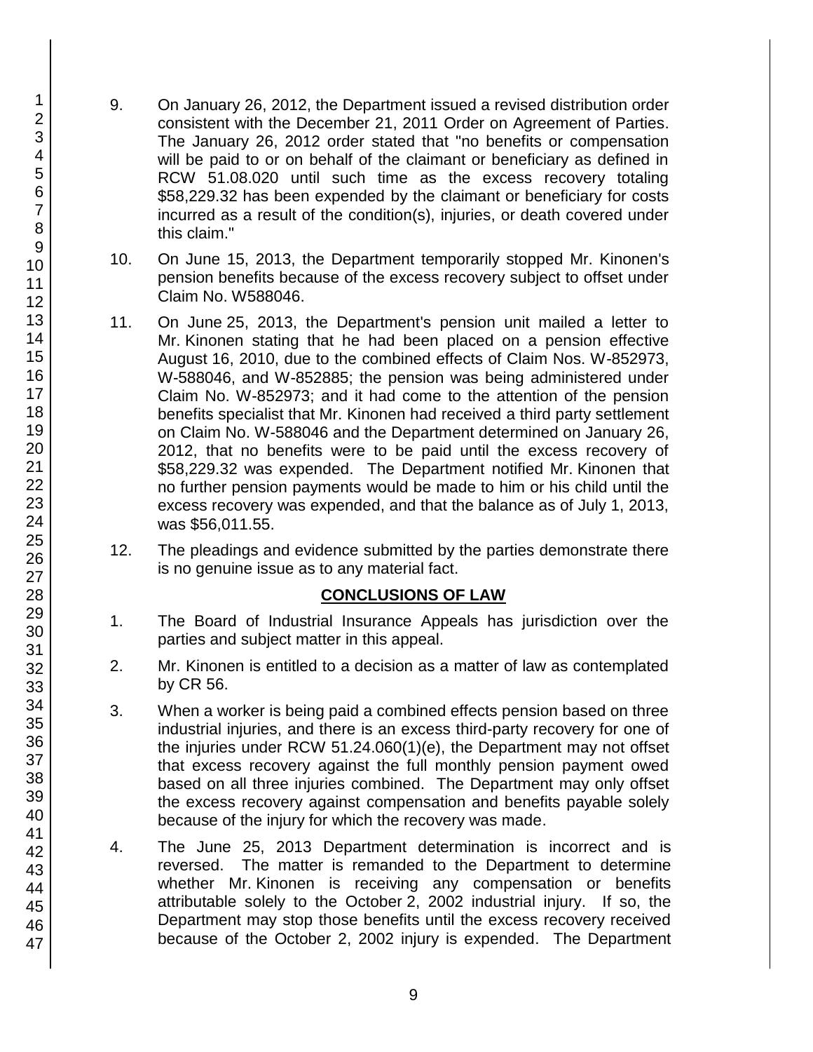9. On January 26, 2012, the Department issued a revised distribution order consistent with the December 21, 2011 Order on Agreement of Parties. The January 26, 2012 order stated that "no benefits or compensation will be paid to or on behalf of the claimant or beneficiary as defined in RCW 51.08.020 until such time as the excess recovery totaling $58,229.32 has been expended by the claimant or beneficiary for costs incurred as a result of the condition(s), injuries, or death covered under this claim."

10. On June 15, 2013, the Department temporarily stopped Mr. Kinonen's pension benefits because of the excess recovery subject to offset under Claim No. W588046.

11. On June 25, 2013, the Department's pension unit mailed a letter to Mr. Kinonen stating that he had been placed on a pension effective August 16, 2010, due to the combined effects of Claim Nos. W-852973, W-588046, and W-852885; the pension was being administered under Claim No. W-852973; and it had come to the attention of the pension benefits specialist that Mr. Kinonen had received a third party settlement on Claim No. W-588046 and the Department determined on January 26, 2012, that no benefits were to be paid until the excess recovery of $58,229.32 was expended. The Department notified Mr. Kinonen that no further pension payments would be made to him or his child until the excess recovery was expended, and that the balance as of July 1, 2013, was $56,011.55.

12. The pleadings and evidence submitted by the parties demonstrate there is no genuine issue as to any material fact.

## CONCLUSIONS OF LAW

1. The Board of Industrial Insurance Appeals has jurisdiction over the parties and subject matter in this appeal.

2. Mr. Kinonen is entitled to a decision as a matter of law as contemplated by CR 56.

3. When a worker is being paid a combined effects pension based on three industrial injuries, and there is an excess third-party recovery for one of the injuries under RCW 51.24.060(1)(e), the Department may not offset that excess recovery against the full monthly pension payment owed based on all three injuries combined. The Department may only offset the excess recovery against compensation and benefits payable solely because of the injury for which the recovery was made.

4. The June 25, 2013 Department determination is incorrect and is reversed. The matter is remanded to the Department to determine whether Mr. Kinonen is receiving any compensation or benefits attributable solely to the October 2, 2002 industrial injury. If so, the Department may stop those benefits until the excess recovery received because of the October 2, 2002 injury is expended. The Department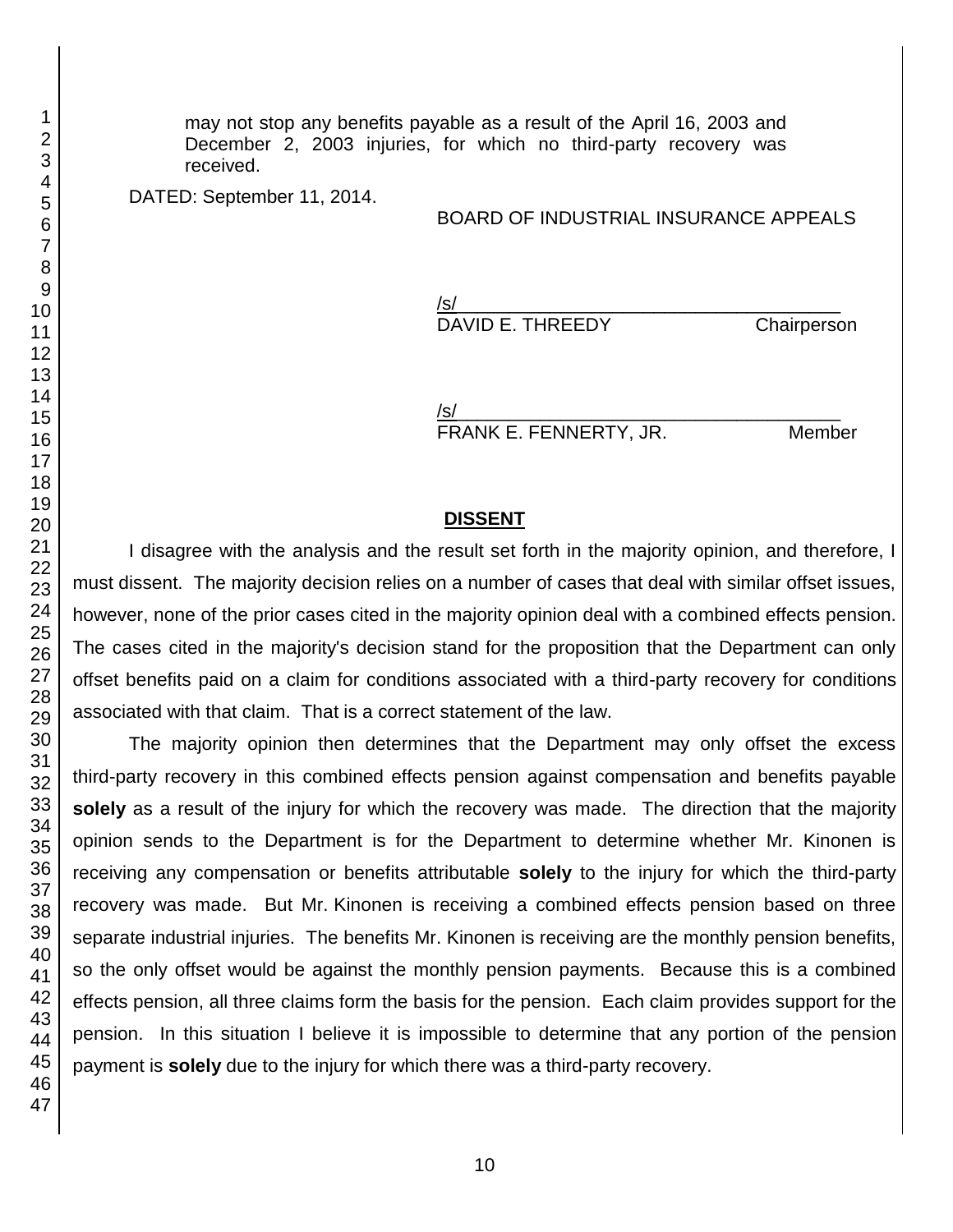may not stop any benefits payable as a result of the April 16, 2003 and December 2, 2003 injuries, for which no third-party recovery was received.

DATED: September 11, 2014.

BOARD OF INDUSTRIAL INSURANCE APPEALS

/s/
DAVID E. THREEDY Chairperson

/s/
FRANK E. FENNERTY, JR. Member

**DISSENT**

I disagree with the analysis and the result set forth in the majority opinion, and therefore, I must dissent. The majority decision relies on a number of cases that deal with similar offset issues, however, none of the prior cases cited in the majority opinion deal with a combined effects pension. The cases cited in the majority's decision stand for the proposition that the Department can only offset benefits paid on a claim for conditions associated with a third-party recovery for conditions associated with that claim. That is a correct statement of the law.

The majority opinion then determines that the Department may only offset the excess third-party recovery in this combined effects pension against compensation and benefits payable **solely** as a result of the injury for which the recovery was made. The direction that the majority opinion sends to the Department is for the Department to determine whether Mr. Kinonen is receiving any compensation or benefits attributable **solely** to the injury for which the third-party recovery was made. But Mr. Kinonen is receiving a combined effects pension based on three separate industrial injuries. The benefits Mr. Kinonen is receiving are the monthly pension benefits, so the only offset would be against the monthly pension payments. Because this is a combined effects pension, all three claims form the basis for the pension. Each claim provides support for the pension. In this situation I believe it is impossible to determine that any portion of the pension payment is **solely** due to the injury for which there was a third-party recovery.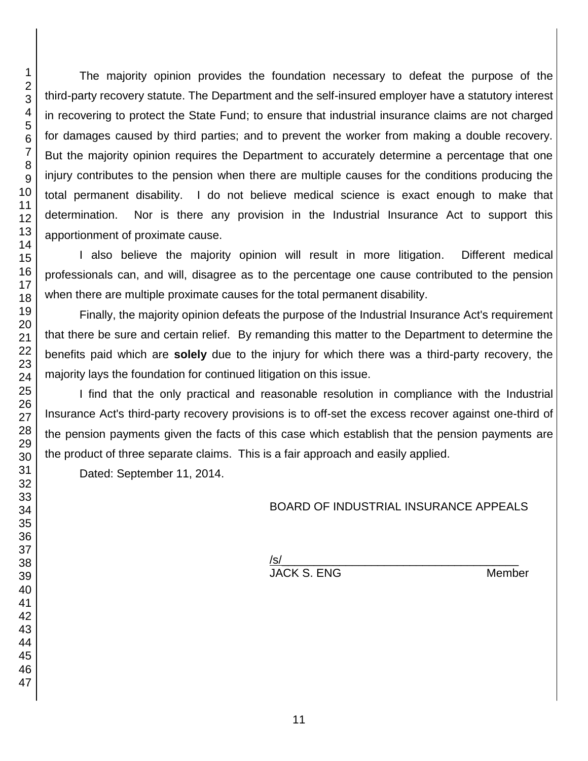The majority opinion provides the foundation necessary to defeat the purpose of the third-party recovery statute. The Department and the self-insured employer have a statutory interest in recovering to protect the State Fund; to ensure that industrial insurance claims are not charged for damages caused by third parties; and to prevent the worker from making a double recovery. But the majority opinion requires the Department to accurately determine a percentage that one injury contributes to the pension when there are multiple causes for the conditions producing the total permanent disability. I do not believe medical science is exact enough to make that determination. Nor is there any provision in the Industrial Insurance Act to support this apportionment of proximate cause.

I also believe the majority opinion will result in more litigation. Different medical professionals can, and will, disagree as to the percentage one cause contributed to the pension when there are multiple proximate causes for the total permanent disability.

Finally, the majority opinion defeats the purpose of the Industrial Insurance Act's requirement that there be sure and certain relief. By remanding this matter to the Department to determine the benefits paid which are **solely** due to the injury for which there was a third-party recovery, the majority lays the foundation for continued litigation on this issue.

I find that the only practical and reasonable resolution in compliance with the Industrial Insurance Act's third-party recovery provisions is to off-set the excess recover against one-third of the pension payments given the facts of this case which establish that the pension payments are the product of three separate claims. This is a fair approach and easily applied.

Dated: September 11, 2014.

BOARD OF INDUSTRIAL INSURANCE APPEALS

/s/

JACK S. ENG Member